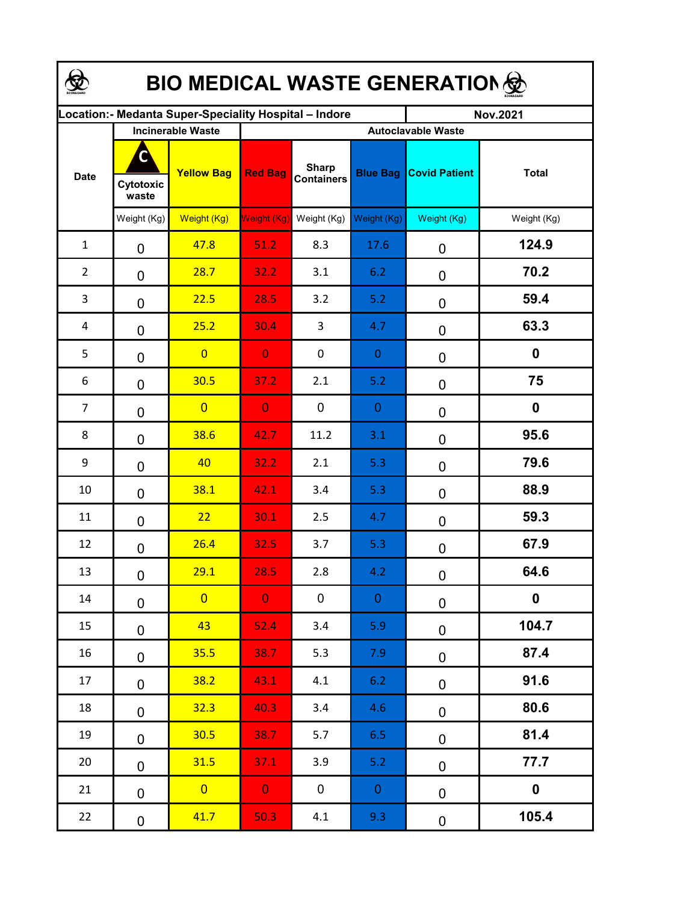# BIO MEDICAL WASTE GENERATION

| Location:- Medanta Super-Speciality Hospital – Indore | | | | | | | Nov.2021 |
|---|---|---|---|---|---|---|---|
| Date | Incinerable Waste | | Autoclavable Waste | | | | |
| | Cytotoxic waste | Yellow Bag | Red Bag | Sharp Containers | Blue Bag | Covid Patient | Total |
| | Weight (Kg) | Weight (Kg) | Weight (Kg) | Weight (Kg) | Weight (Kg) | Weight (Kg) | Weight (Kg) |
| 1 | 0 | 47.8 | 51.2 | 8.3 | 17.6 | 0 | **124.9** |
| 2 | 0 | 28.7 | 32.2 | 3.1 | 6.2 | 0 | **70.2** |
| 3 | 0 | 22.5 | 28.5 | 3.2 | 5.2 | 0 | **59.4** |
| 4 | 0 | 25.2 | 30.4 | 3 | 4.7 | 0 | **63.3** |
| 5 | 0 | 0 | 0 | 0 | 0 | 0 | **0** |
| 6 | 0 | 30.5 | 37.2 | 2.1 | 5.2 | 0 | **75** |
| 7 | 0 | 0 | 0 | 0 | 0 | 0 | **0** |
| 8 | 0 | 38.6 | 42.7 | 11.2 | 3.1 | 0 | **95.6** |
| 9 | 0 | 40 | 32.2 | 2.1 | 5.3 | 0 | **79.6** |
| 10 | 0 | 38.1 | 42.1 | 3.4 | 5.3 | 0 | **88.9** |
| 11 | 0 | 22 | 30.1 | 2.5 | 4.7 | 0 | **59.3** |
| 12 | 0 | 26.4 | 32.5 | 3.7 | 5.3 | 0 | **67.9** |
| 13 | 0 | 29.1 | 28.5 | 2.8 | 4.2 | 0 | **64.6** |
| 14 | 0 | 0 | 0 | 0 | 0 | 0 | **0** |
| 15 | 0 | 43 | 52.4 | 3.4 | 5.9 | 0 | **104.7** |
| 16 | 0 | 35.5 | 38.7 | 5.3 | 7.9 | 0 | **87.4** |
| 17 | 0 | 38.2 | 43.1 | 4.1 | 6.2 | 0 | **91.6** |
| 18 | 0 | 32.3 | 40.3 | 3.4 | 4.6 | 0 | **80.6** |
| 19 | 0 | 30.5 | 38.7 | 5.7 | 6.5 | 0 | **81.4** |
| 20 | 0 | 31.5 | 37.1 | 3.9 | 5.2 | 0 | **77.7** |
| 21 | 0 | 0 | 0 | 0 | 0 | 0 | **0** |
| 22 | 0 | 41.7 | 50.3 | 4.1 | 9.3 | 0 | **105.4** |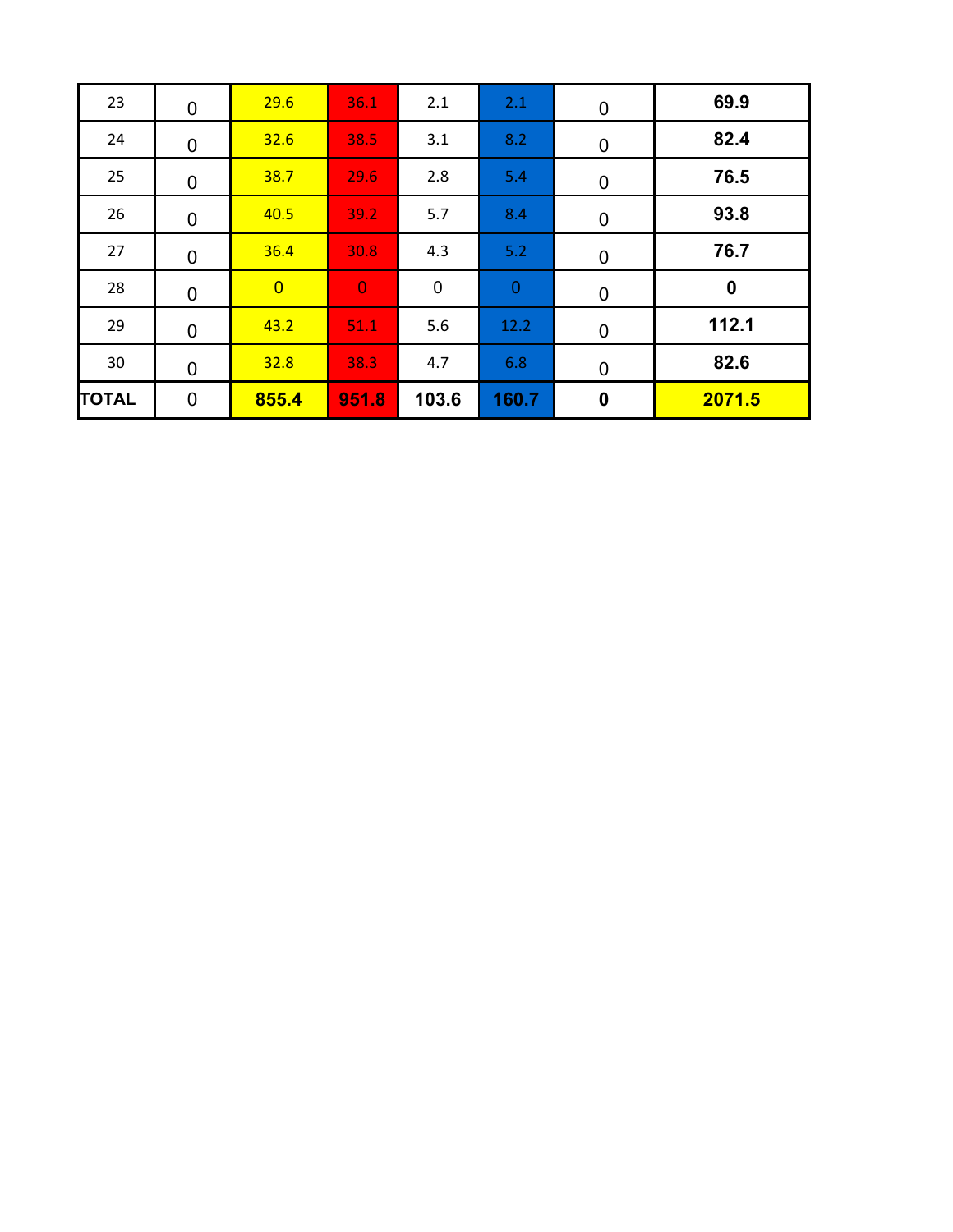| | | | | | | | |
|---|---|---|---|---|---|---|---|
| 23 | 0 | 29.6 | 36.1 | 2.1 | 2.1 | 0 | **69.9** |
| 24 | 0 | 32.6 | 38.5 | 3.1 | 8.2 | 0 | **82.4** |
| 25 | 0 | 38.7 | 29.6 | 2.8 | 5.4 | 0 | **76.5** |
| 26 | 0 | 40.5 | 39.2 | 5.7 | 8.4 | 0 | **93.8** |
| 27 | 0 | 36.4 | 30.8 | 4.3 | 5.2 | 0 | **76.7** |
| 28 | 0 | 0 | 0 | 0 | 0 | 0 | **0** |
| 29 | 0 | 43.2 | 51.1 | 5.6 | 12.2 | 0 | **112.1** |
| 30 | 0 | 32.8 | 38.3 | 4.7 | 6.8 | 0 | **82.6** |
| **TOTAL** | 0 | **855.4** | **951.8** | **103.6** | **160.7** | **0** | **2071.5** |